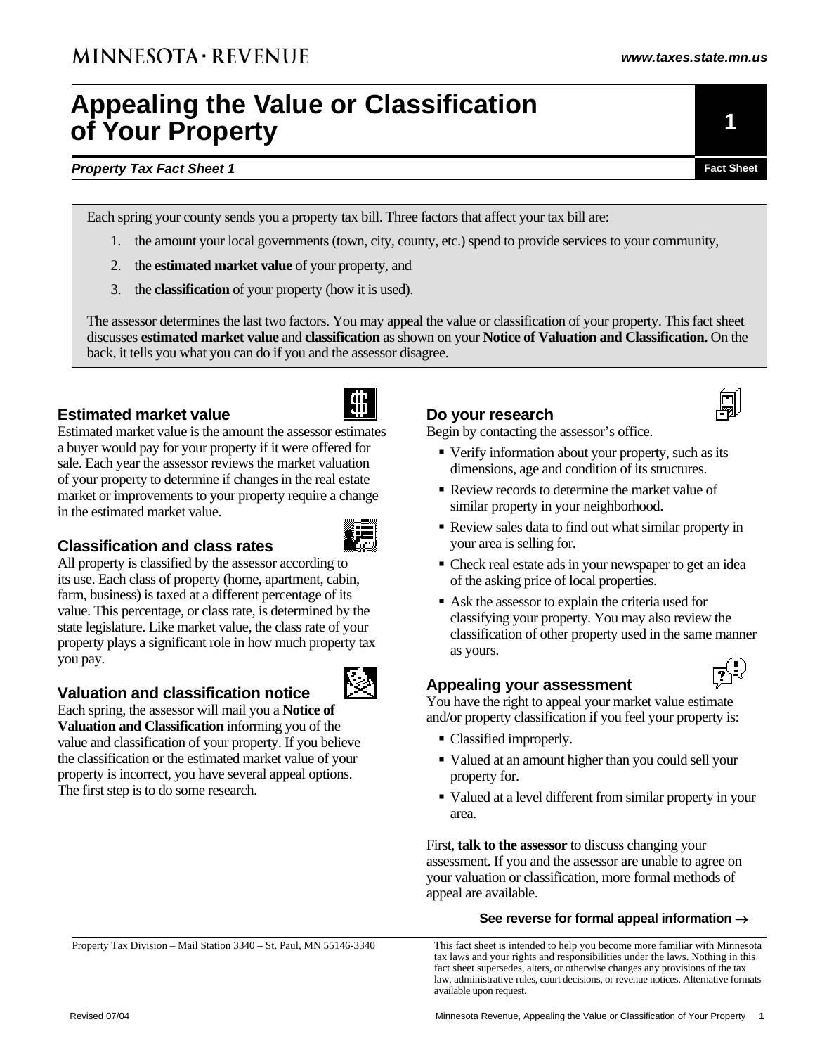MINNESOTA · REVENUE

www.taxes.state.mn.us

# Appealing the Value or Classification of Your Property

***Property Tax Fact Sheet 1***

**1**

**Fact Sheet**

Each spring your county sends you a property tax bill. Three factors that affect your tax bill are:

1. the amount your local governments (town, city, county, etc.) spend to provide services to your community,
2. the **estimated market value** of your property, and
3. the **classification** of your property (how it is used).

The assessor determines the last two factors. You may appeal the value or classification of your property. This fact sheet discusses **estimated market value** and **classification** as shown on your **Notice of Valuation and Classification.** On the back, it tells you what you can do if you and the assessor disagree.

## Estimated market value

Estimated market value is the amount the assessor estimates a buyer would pay for your property if it were offered for sale. Each year the assessor reviews the market valuation of your property to determine if changes in the real estate market or improvements to your property require a change in the estimated market value.

## Classification and class rates

All property is classified by the assessor according to its use. Each class of property (home, apartment, cabin, farm, business) is taxed at a different percentage of its value. This percentage, or class rate, is determined by the state legislature. Like market value, the class rate of your property plays a significant role in how much property tax you pay.

## Valuation and classification notice

Each spring, the assessor will mail you a **Notice of Valuation and Classification** informing you of the value and classification of your property. If you believe the classification or the estimated market value of your property is incorrect, you have several appeal options. The first step is to do some research.

## Do your research

Begin by contacting the assessor's office.

- Verify information about your property, such as its dimensions, age and condition of its structures.
- Review records to determine the market value of similar property in your neighborhood.
- Review sales data to find out what similar property in your area is selling for.
- Check real estate ads in your newspaper to get an idea of the asking price of local properties.
- Ask the assessor to explain the criteria used for classifying your property. You may also review the classification of other property used in the same manner as yours.

## Appealing your assessment

You have the right to appeal your market value estimate and/or property classification if you feel your property is:

- Classified improperly.
- Valued at an amount higher than you could sell your property for.
- Valued at a level different from similar property in your area.

First, **talk to the assessor** to discuss changing your assessment. If you and the assessor are unable to agree on your valuation or classification, more formal methods of appeal are available.

**See reverse for formal appeal information →**

Property Tax Division – Mail Station 3340 – St. Paul, MN 55146-3340

This fact sheet is intended to help you become more familiar with Minnesota tax laws and your rights and responsibilities under the laws. Nothing in this fact sheet supersedes, alters, or otherwise changes any provisions of the tax law, administrative rules, court decisions, or revenue notices. Alternative formats available upon request.

Revised 07/04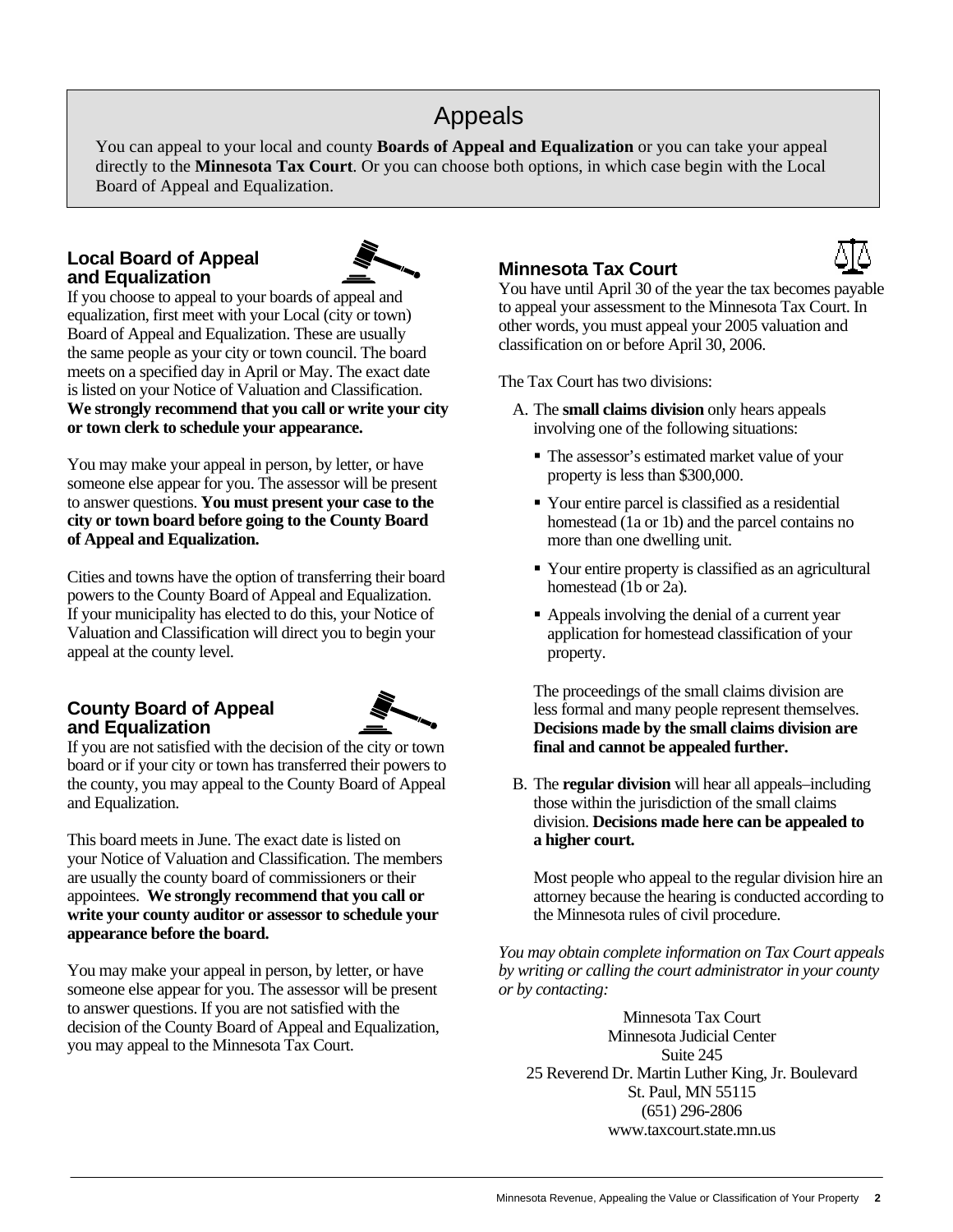# Appeals

You can appeal to your local and county **Boards of Appeal and Equalization** or you can take your appeal directly to the **Minnesota Tax Court**. Or you can choose both options, in which case begin with the Local Board of Appeal and Equalization.

## Local Board of Appeal and Equalization

If you choose to appeal to your boards of appeal and equalization, first meet with your Local (city or town) Board of Appeal and Equalization. These are usually the same people as your city or town council. The board meets on a specified day in April or May. The exact date is listed on your Notice of Valuation and Classification. **We strongly recommend that you call or write your city or town clerk to schedule your appearance.**

You may make your appeal in person, by letter, or have someone else appear for you. The assessor will be present to answer questions. **You must present your case to the city or town board before going to the County Board of Appeal and Equalization.**

Cities and towns have the option of transferring their board powers to the County Board of Appeal and Equalization. If your municipality has elected to do this, your Notice of Valuation and Classification will direct you to begin your appeal at the county level.

## County Board of Appeal and Equalization

If you are not satisfied with the decision of the city or town board or if your city or town has transferred their powers to the county, you may appeal to the County Board of Appeal and Equalization.

This board meets in June. The exact date is listed on your Notice of Valuation and Classification. The members are usually the county board of commissioners or their appointees. **We strongly recommend that you call or write your county auditor or assessor to schedule your appearance before the board.**

You may make your appeal in person, by letter, or have someone else appear for you. The assessor will be present to answer questions. If you are not satisfied with the decision of the County Board of Appeal and Equalization, you may appeal to the Minnesota Tax Court.

## Minnesota Tax Court

You have until April 30 of the year the tax becomes payable to appeal your assessment to the Minnesota Tax Court. In other words, you must appeal your 2005 valuation and classification on or before April 30, 2006.

The Tax Court has two divisions:

A. The **small claims division** only hears appeals involving one of the following situations:

- The assessor's estimated market value of your property is less than $300,000.
- Your entire parcel is classified as a residential homestead (1a or 1b) and the parcel contains no more than one dwelling unit.
- Your entire property is classified as an agricultural homestead (1b or 2a).
- Appeals involving the denial of a current year application for homestead classification of your property.

The proceedings of the small claims division are less formal and many people represent themselves. **Decisions made by the small claims division are final and cannot be appealed further.**

B. The **regular division** will hear all appeals–including those within the jurisdiction of the small claims division. **Decisions made here can be appealed to a higher court.**

Most people who appeal to the regular division hire an attorney because the hearing is conducted according to the Minnesota rules of civil procedure.

*You may obtain complete information on Tax Court appeals by writing or calling the court administrator in your county or by contacting:*

Minnesota Tax Court
Minnesota Judicial Center
Suite 245
25 Reverend Dr. Martin Luther King, Jr. Boulevard
St. Paul, MN 55115
(651) 296-2806
www.taxcourt.state.mn.us